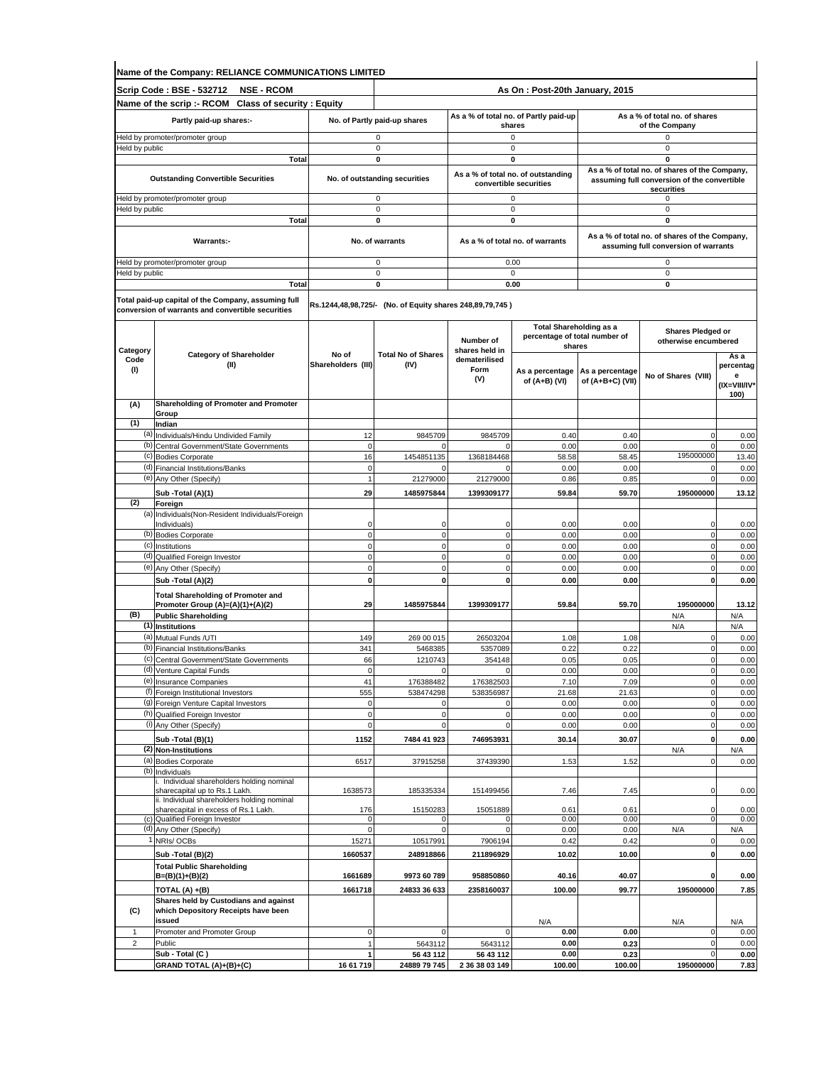**Name of the Company: RELIANCE COMMUNICATIONS LIMITED**

| Scrip Code : BSE - 532712 NSE - RCOM | As On : Post-20th January, 2015 | | |
|---|---|---|---|
| **Name of the scrip :- RCOM Class of security : Equity** | | | |
| **Partly paid-up shares:-** | **No. of Partly paid-up shares** | **As a % of total no. of Partly paid-up shares** | **As a % of total no. of shares of the Company** |
| Held by promoter/promoter group | 0 | 0 | 0 |
| Held by public | 0 | 0 | 0 |
| **Total** | **0** | **0** | **0** |
| **Outstanding Convertible Securities** | **No. of outstanding securities** | **As a % of total no. of outstanding convertible securities** | **As a % of total no. of shares of the Company, assuming full conversion of the convertible securities** |
| Held by promoter/promoter group | 0 | 0 | 0 |
| Held by public | 0 | 0 | 0 |
| **Total** | **0** | **0** | **0** |
| **Warrants:-** | **No. of warrants** | **As a % of total no. of warrants** | **As a % of total no. of shares of the Company, assuming full conversion of warrants** |
| Held by promoter/promoter group | 0 | 0.00 | 0 |
| Held by public | 0 | 0 | 0 |
| **Total** | **0** | **0.00** | **0** |
| **Total paid-up capital of the Company, assuming full conversion of warrants and convertible securities** | **Rs.1244,48,98,725/- (No. of Equity shares 248,89,79,745 )** | | |

| Category Code (I) | Category of Shareholder (II) | No of Shareholders (III) | Total No of Shares (IV) | Number of shares held in dematerilised Form (V) | Total Shareholding as a percentage of total number of shares | | Shares Pledged or otherwise encumbered | |
|---|---|---|---|---|---|---|---|---|
| | | | | | As a percentage of (A+B) (VI) | As a percentage of (A+B+C) (VII) | No of Shares (VIII) | As a percentage (IX=VIII/IV*100) |
| **(A)** | **Shareholding of Promoter and Promoter Group** | | | | | | | |
| **(1)** | **Indian** | | | | | | | |
| (a) | Individuals/Hindu Undivided Family | 12 | 9845709 | 9845709 | 0.40 | 0.40 | 0 | 0.00 |
| (b) | Central Government/State Governments | 0 | 0 | 0 | 0.00 | 0.00 | 0 | 0.00 |
| (c) | Bodies Corporate | 16 | 1454851135 | 1368184468 | 58.58 | 58.45 | 195000000 | 13.40 |
| (d) | Financial Institutions/Banks | 0 | 0 | 0 | 0.00 | 0.00 | 0 | 0.00 |
| (e) | Any Other (Specify) | 1 | 21279000 | 21279000 | 0.86 | 0.85 | 0 | 0.00 |
| | **Sub -Total (A)(1)** | **29** | **1485975844** | **1399309177** | **59.84** | **59.70** | **195000000** | **13.12** |
| **(2)** | **Foreign** | | | | | | | |
| (a) | Individuals(Non-Resident Individuals/Foreign Individuals) | 0 | 0 | 0 | 0.00 | 0.00 | 0 | 0.00 |
| (b) | Bodies Corporate | 0 | 0 | 0 | 0.00 | 0.00 | 0 | 0.00 |
| (c) | Institutions | 0 | 0 | 0 | 0.00 | 0.00 | 0 | 0.00 |
| (d) | Qualified Foreign Investor | 0 | 0 | 0 | 0.00 | 0.00 | 0 | 0.00 |
| (e) | Any Other (Specify) | 0 | 0 | 0 | 0.00 | 0.00 | 0 | 0.00 |
| | **Sub -Total (A)(2)** | **0** | **0** | **0** | **0.00** | **0.00** | **0** | **0.00** |
| | **Total Shareholding of Promoter and Promoter Group (A)=(A)(1)+(A)(2)** | **29** | **1485975844** | **1399309177** | **59.84** | **59.70** | **195000000** | **13.12** |
| **(B)** | **Public Shareholding** | | | | | | N/A | N/A |
| **(1)** | **Institutions** | | | | | | N/A | N/A |
| (a) | Mutual Funds /UTI | 149 | 269 00 015 | 26503204 | 1.08 | 1.08 | 0 | 0.00 |
| (b) | Financial Institutions/Banks | 341 | 5468385 | 5357089 | 0.22 | 0.22 | 0 | 0.00 |
| (c) | Central Government/State Governments | 66 | 1210743 | 354148 | 0.05 | 0.05 | 0 | 0.00 |
| (d) | Venture Capital Funds | 0 | 0 | 0 | 0.00 | 0.00 | 0 | 0.00 |
| (e) | Insurance Companies | 41 | 176388482 | 176382503 | 7.10 | 7.09 | 0 | 0.00 |
| (f) | Foreign Institutional Investors | 555 | 538474298 | 538356987 | 21.68 | 21.63 | 0 | 0.00 |
| (g) | Foreign Venture Capital Investors | 0 | 0 | 0 | 0.00 | 0.00 | 0 | 0.00 |
| (h) | Qualified Foreign Investor | 0 | 0 | 0 | 0.00 | 0.00 | 0 | 0.00 |
| (i) | Any Other (Specify) | 0 | 0 | 0 | 0.00 | 0.00 | 0 | 0.00 |
| | **Sub -Total (B)(1)** | **1152** | **7484 41 923** | **746953931** | **30.14** | **30.07** | **0** | **0.00** |
| **(2)** | **Non-Institutions** | | | | | | N/A | N/A |
| (a) | Bodies Corporate | 6517 | 37915258 | 37439390 | 1.53 | 1.52 | 0 | 0.00 |
| (b) | Individuals | | | | | | | |
| | i. Individual shareholders holding nominal sharecapital up to Rs.1 Lakh. | 1638573 | 185335334 | 151499456 | 7.46 | 7.45 | 0 | 0.00 |
| | ii. Individual shareholders holding nominal sharecapital in excess of Rs.1 Lakh. | 176 | 15150283 | 15051889 | 0.61 | 0.61 | 0 | 0.00 |
| (c) | Qualified Foreign Investor | 0 | 0 | 0 | 0.00 | 0.00 | 0 | 0.00 |
| (d) | Any Other (Specify) | 0 | 0 | 0 | 0.00 | 0.00 | N/A | N/A |
| 1 | NRIs/ OCBs | 15271 | 10517991 | 7906194 | 0.42 | 0.42 | 0 | 0.00 |
| | **Sub -Total (B)(2)** | **1660537** | **248918866** | **211896929** | **10.02** | **10.00** | **0** | **0.00** |
| | **Total Public Shareholding B=(B)(1)+(B)(2)** | **1661689** | **9973 60 789** | **958850860** | **40.16** | **40.07** | **0** | **0.00** |
| | **TOTAL (A) +(B)** | **1661718** | **24833 36 633** | **2358160037** | **100.00** | **99.77** | **195000000** | **7.85** |
| **(C)** | **Shares held by Custodians and against which Depository Receipts have been issued** | | | | N/A | | N/A | N/A |
| 1 | Promoter and Promoter Group | 0 | 0 | 0 | **0.00** | **0.00** | 0 | 0.00 |
| 2 | Public | 1 | 5643112 | 5643112 | **0.00** | **0.23** | 0 | 0.00 |
| | **Sub - Total (C )** | **1** | **56 43 112** | **56 43 112** | **0.00** | **0.23** | 0 | **0.00** |
| | **GRAND TOTAL (A)+(B)+(C)** | **16 61 719** | **24889 79 745** | **2 36 38 03 149** | **100.00** | **100.00** | **195000000** | **7.83** |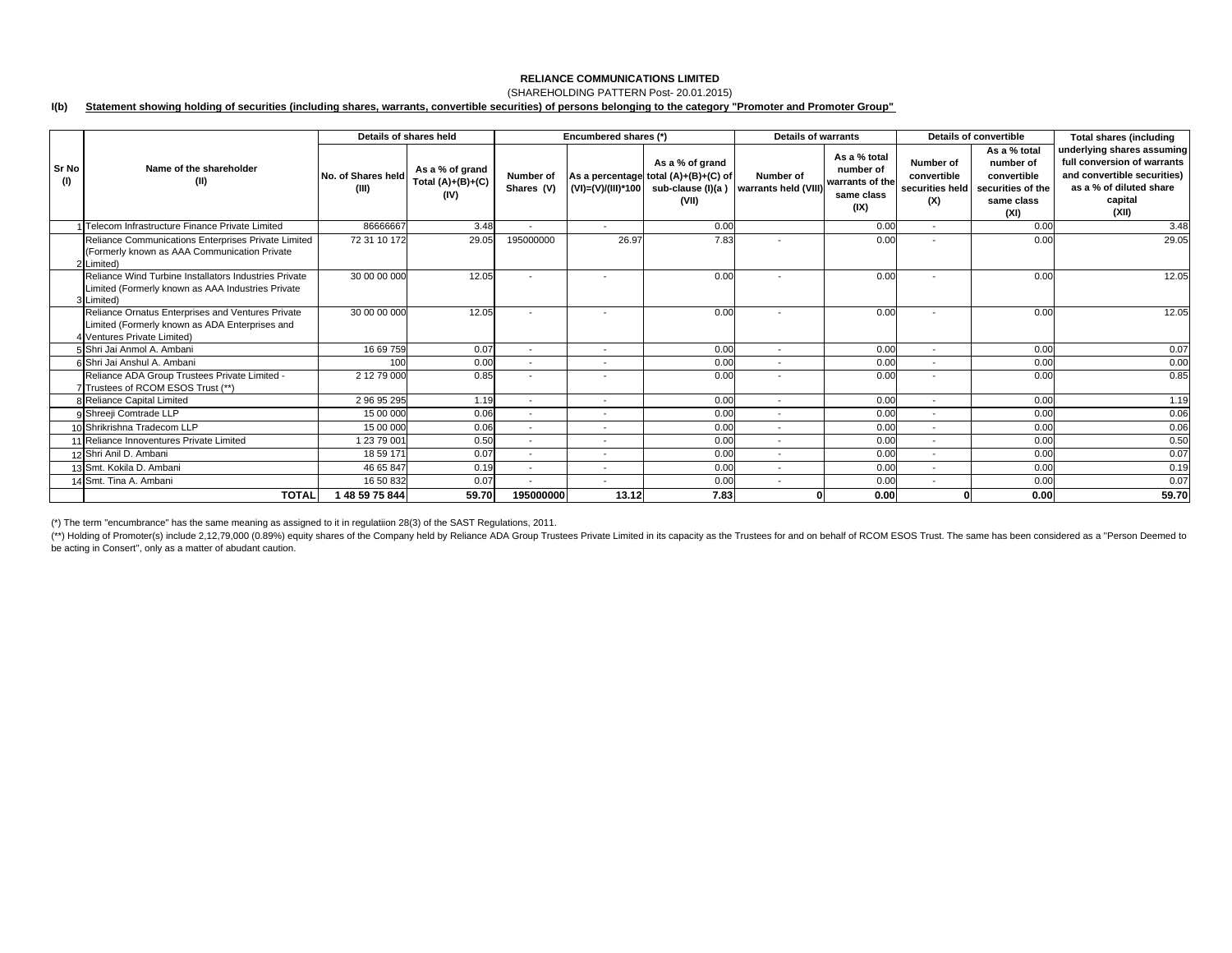**RELIANCE COMMUNICATIONS LIMITED**

(SHAREHOLDING PATTERN Post- 20.01.2015)

**I(b) Statement showing holding of securities (including shares, warrants, convertible securities) of persons belonging to the category "Promoter and Promoter Group"**

| Sr No (I) | Name of the shareholder (II) | Details of shares held | | Encumbered shares (*) | | | Details of warrants | | Details of convertible | | Total shares (including underlying shares assuming full conversion of warrants and convertible securities) as a % of diluted share capital (XII) |
|---|---|---|---|---|---|---|---|---|---|---|---|
| | | No. of Shares held (III) | As a % of grand Total (A)+(B)+(C) (IV) | Number of Shares (V) | As a percentage (VI)=(V)/(III)*100 | As a % of grand total (A)+(B)+(C) of sub-clause (I)(a ) (VII) | Number of warrants held (VIII) | As a % total number of warrants of the same class (IX) | Number of convertible securities held (X) | As a % total number of convertible securities of the same class (XI) | |
| 1 | Telecom Infrastructure Finance Private Limited | 86666667 | 3.48 | - | - | 0.00 | | 0.00 | - | 0.00 | 3.48 |
| 2 | Reliance Communications Enterprises Private Limited (Formerly known as AAA Communication Private Limited) | 72 31 10 172 | 29.05 | 195000000 | 26.97 | 7.83 | - | 0.00 | - | 0.00 | 29.05 |
| 3 | Reliance Wind Turbine Installators Industries Private Limited (Formerly known as AAA Industries Private Limited) | 30 00 00 000 | 12.05 | - | - | 0.00 | - | 0.00 | - | 0.00 | 12.05 |
| 4 | Reliance Ornatus Enterprises and Ventures Private Limited (Formerly known as ADA Enterprises and Ventures Private Limited) | 30 00 00 000 | 12.05 | - | - | 0.00 | - | 0.00 | - | 0.00 | 12.05 |
| 5 | Shri Jai Anmol A. Ambani | 16 69 759 | 0.07 | - | - | 0.00 | - | 0.00 | - | 0.00 | 0.07 |
| 6 | Shri Jai Anshul A. Ambani | 100 | 0.00 | - | - | 0.00 | - | 0.00 | - | 0.00 | 0.00 |
| 7 | Reliance ADA Group Trustees Private Limited - Trustees of RCOM ESOS Trust (**) | 2 12 79 000 | 0.85 | - | - | 0.00 | - | 0.00 | - | 0.00 | 0.85 |
| 8 | Reliance Capital Limited | 2 96 95 295 | 1.19 | - | - | 0.00 | - | 0.00 | - | 0.00 | 1.19 |
| 9 | Shreeji Comtrade LLP | 15 00 000 | 0.06 | - | - | 0.00 | - | 0.00 | - | 0.00 | 0.06 |
| 10 | Shrikrishna Tradecom LLP | 15 00 000 | 0.06 | - | - | 0.00 | - | 0.00 | - | 0.00 | 0.06 |
| 11 | Reliance Innoventures Private Limited | 1 23 79 001 | 0.50 | - | - | 0.00 | - | 0.00 | - | 0.00 | 0.50 |
| 12 | Shri Anil D. Ambani | 18 59 171 | 0.07 | - | - | 0.00 | - | 0.00 | - | 0.00 | 0.07 |
| 13 | Smt. Kokila D. Ambani | 46 65 847 | 0.19 | - | - | 0.00 | - | 0.00 | - | 0.00 | 0.19 |
| 14 | Smt. Tina A. Ambani | 16 50 832 | 0.07 | - | - | 0.00 | - | 0.00 | - | 0.00 | 0.07 |
| | **TOTAL** | **1 48 59 75 844** | **59.70** | **195000000** | **13.12** | **7.83** | **0** | **0.00** | **0** | **0.00** | **59.70** |

(*) The term "encumbrance" has the same meaning as assigned to it in regulatiion 28(3) of the SAST Regulations, 2011.

(**) Holding of Promoter(s) include 2,12,79,000 (0.89%) equity shares of the Company held by Reliance ADA Group Trustees Private Limited in its capacity as the Trustees for and on behalf of RCOM ESOS Trust. The same has been considered as a "Person Deemed to be acting in Consert", only as a matter of abudant caution.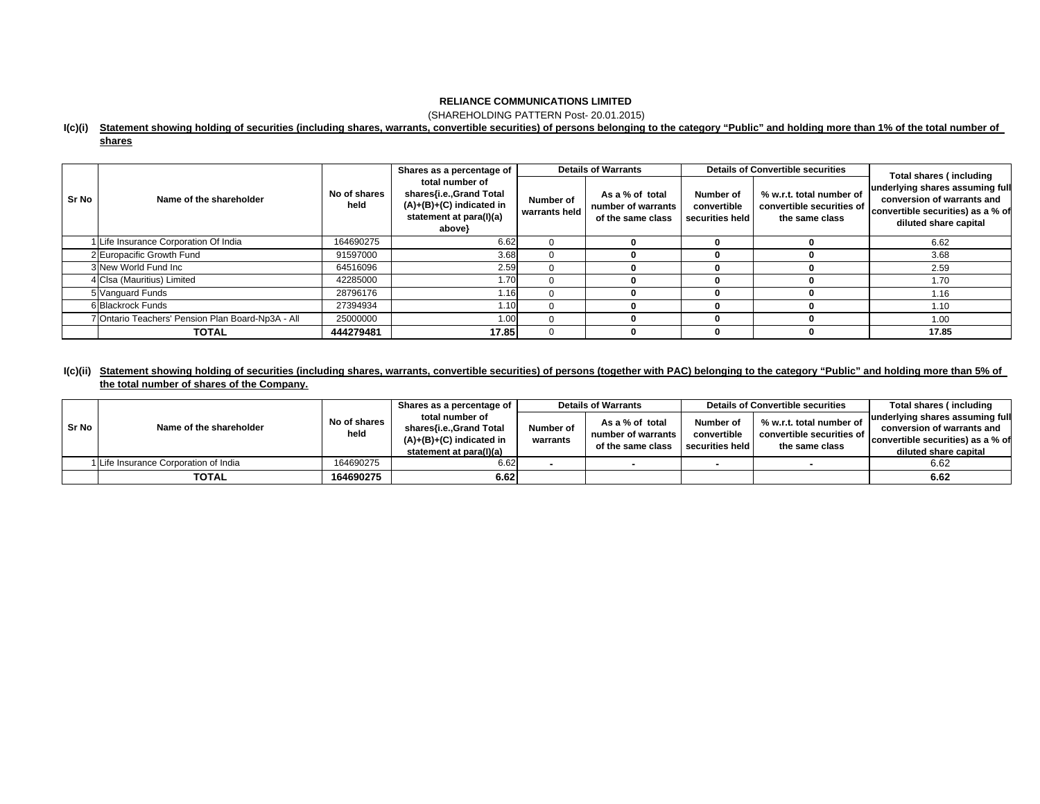**RELIANCE COMMUNICATIONS LIMITED**

(SHAREHOLDING PATTERN Post- 20.01.2015)

**I(c)(i) Statement showing holding of securities (including shares, warrants, convertible securities) of persons belonging to the category "Public" and holding more than 1% of the total number of shares**

| Sr No | Name of the shareholder | No of shares held | Shares as a percentage of total number of shares{i.e.,Grand Total (A)+(B)+(C) indicated in statement at para(I)(a) above} | Details of Warrants | | Details of Convertible securities | | Total shares ( including underlying shares assuming full conversion of warrants and convertible securities) as a % of diluted share capital |
|---|---|---|---|---|---|---|---|---|
| | | | | Number of warrants held | As a % of total number of warrants of the same class | Number of convertible securities held | % w.r.t. total number of convertible securities of the same class | |
| 1 | Life Insurance Corporation Of India | 164690275 | 6.62 | 0 | 0 | 0 | 0 | 6.62 |
| 2 | Europacific Growth Fund | 91597000 | 3.68 | 0 | 0 | 0 | 0 | 3.68 |
| 3 | New World Fund Inc | 64516096 | 2.59 | 0 | 0 | 0 | 0 | 2.59 |
| 4 | Clsa (Mauritius) Limited | 42285000 | 1.70 | 0 | 0 | 0 | 0 | 1.70 |
| 5 | Vanguard Funds | 28796176 | 1.16 | 0 | 0 | 0 | 0 | 1.16 |
| 6 | Blackrock Funds | 27394934 | 1.10 | 0 | 0 | 0 | 0 | 1.10 |
| 7 | Ontario Teachers' Pension Plan Board-Np3A - All | 25000000 | 1.00 | 0 | 0 | 0 | 0 | 1.00 |
| | **TOTAL** | **444279481** | **17.85** | 0 | 0 | 0 | 0 | **17.85** |

**I(c)(ii) Statement showing holding of securities (including shares, warrants, convertible securities) of persons (together with PAC) belonging to the category "Public" and holding more than 5% of the total number of shares of the Company.**

| Sr No | Name of the shareholder | No of shares held | Shares as a percentage of total number of shares{i.e.,Grand Total (A)+(B)+(C) indicated in statement at para(I)(a) | Details of Warrants | | Details of Convertible securities | | Total shares ( including underlying shares assuming full conversion of warrants and convertible securities) as a % of diluted share capital |
|---|---|---|---|---|---|---|---|---|
| | | | | Number of warrants | As a % of total number of warrants of the same class | Number of convertible securities held | % w.r.t. total number of convertible securities of the same class | |
| 1 | Life Insurance Corporation of India | 164690275 | 6.62 | - | - | - | - | 6.62 |
| | **TOTAL** | **164690275** | **6.62** | | | | | **6.62** |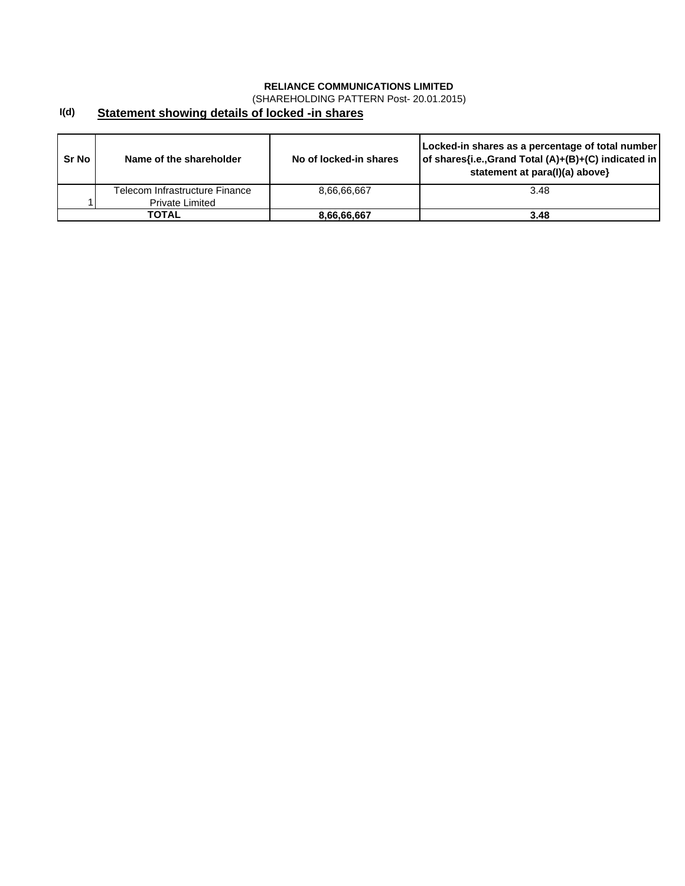**RELIANCE COMMUNICATIONS LIMITED**

(SHAREHOLDING PATTERN Post- 20.01.2015)

## I(d) Statement showing details of locked -in shares

| Sr No | Name of the shareholder | No of locked-in shares | Locked-in shares as a percentage of total number of shares{i.e.,Grand Total (A)+(B)+(C) indicated in statement at para(I)(a) above} |
|---|---|---|---|
| 1 | Telecom Infrastructure Finance Private Limited | 8,66,66,667 | 3.48 |
| **TOTAL** | | **8,66,66,667** | **3.48** |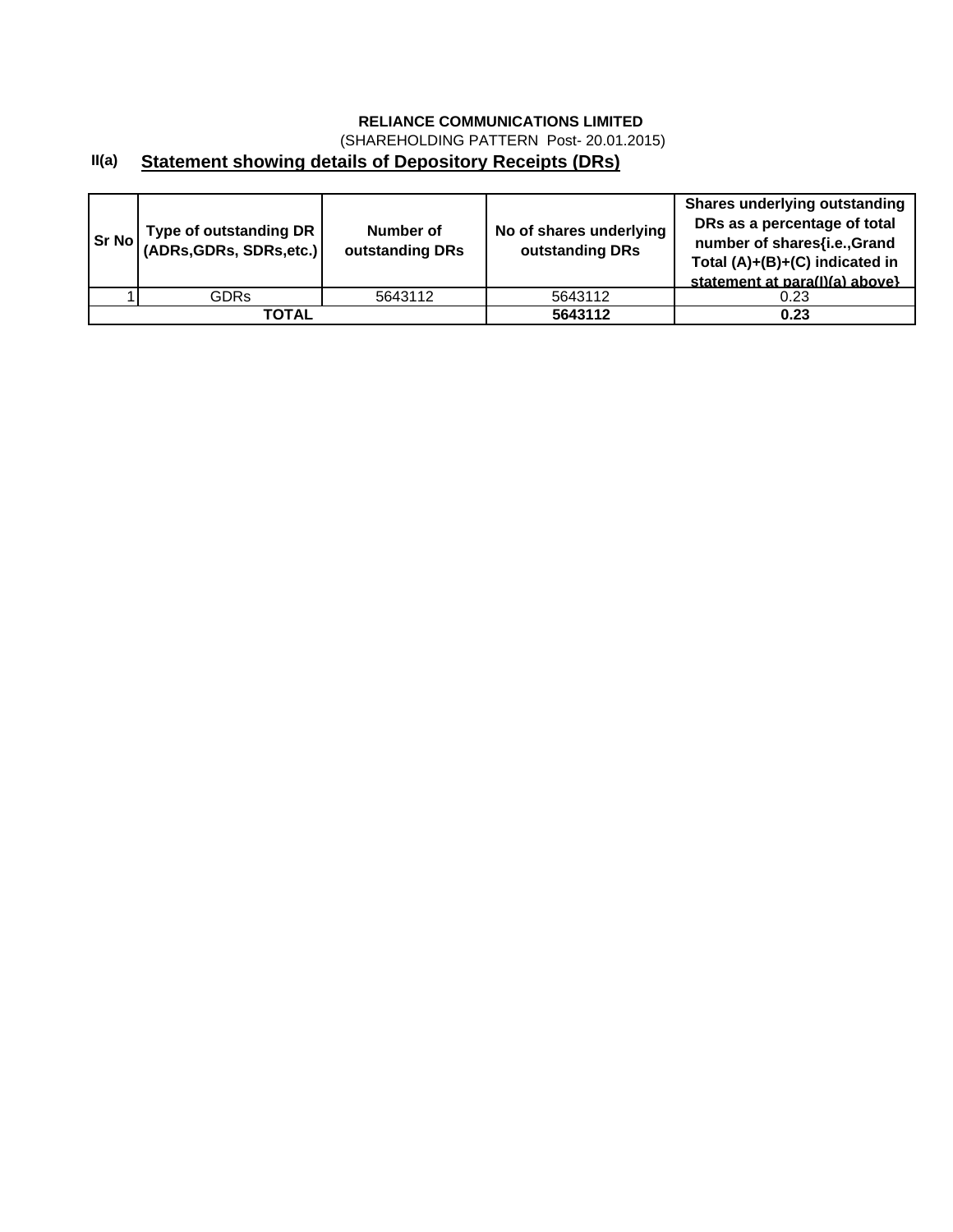**RELIANCE COMMUNICATIONS LIMITED**

(SHAREHOLDING PATTERN Post- 20.01.2015)

## II(a) Statement showing details of Depository Receipts (DRs)

| Sr No | Type of outstanding DR (ADRs,GDRs, SDRs,etc.) | Number of outstanding DRs | No of shares underlying outstanding DRs | Shares underlying outstanding DRs as a percentage of total number of shares{i.e.,Grand Total (A)+(B)+(C) indicated in statement at para(I)(a) above} |
|---|---|---|---|---|
| 1 | GDRs | 5643112 | 5643112 | 0.23 |
| **TOTAL** | | | **5643112** | **0.23** |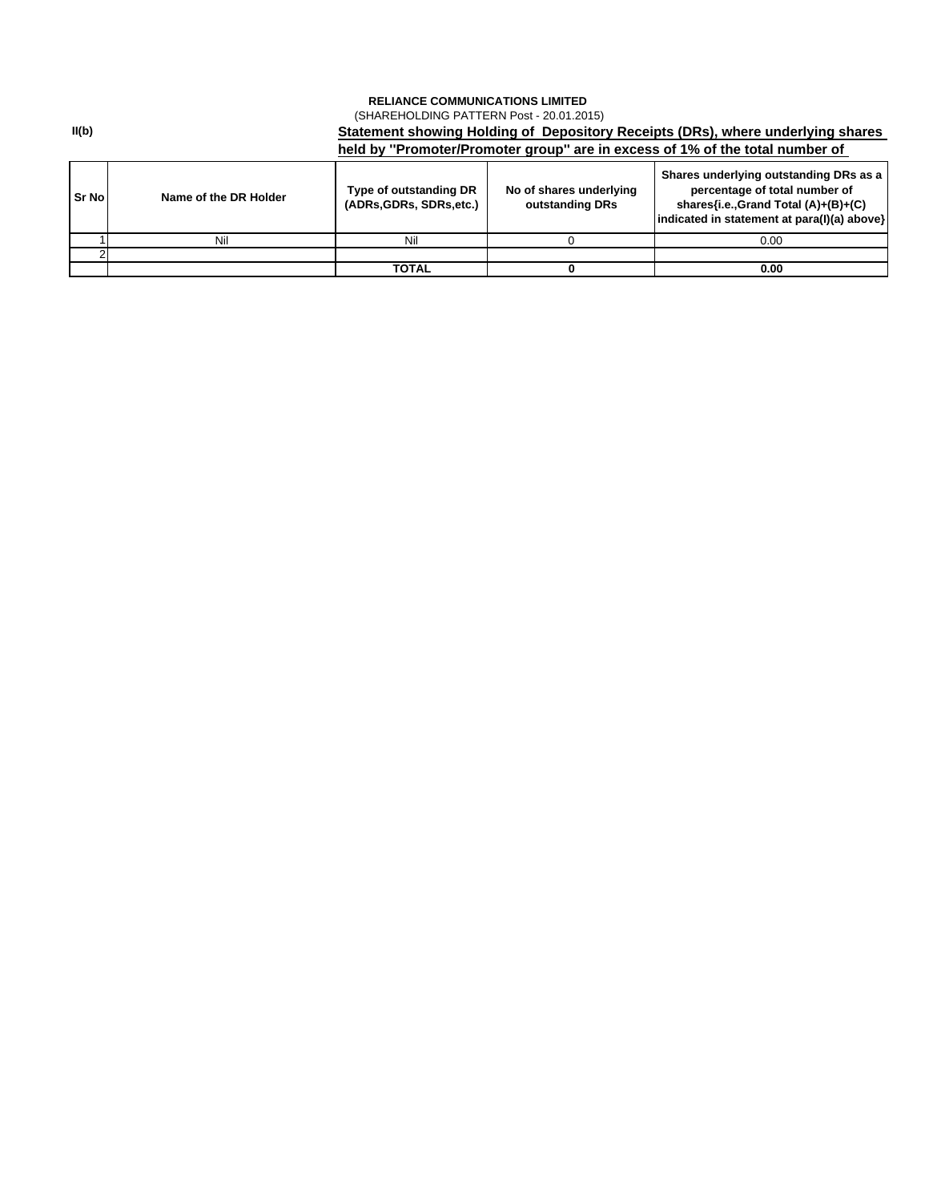**RELIANCE COMMUNICATIONS LIMITED**

(SHAREHOLDING PATTERN Post - 20.01.2015)

**II(b)**

**Statement showing Holding of Depository Receipts (DRs), where underlying shares held by "Promoter/Promoter group" are in excess of 1% of the total number of**

| Sr No | Name of the DR Holder | Type of outstanding DR (ADRs,GDRs, SDRs,etc.) | No of shares underlying outstanding DRs | Shares underlying outstanding DRs as a percentage of total number of shares{i.e.,Grand Total (A)+(B)+(C) indicated in statement at para(I)(a) above} |
|---|---|---|---|---|
| 1 | Nil | Nil | 0 | 0.00 |
| 2 | | | | |
| | | **TOTAL** | **0** | **0.00** |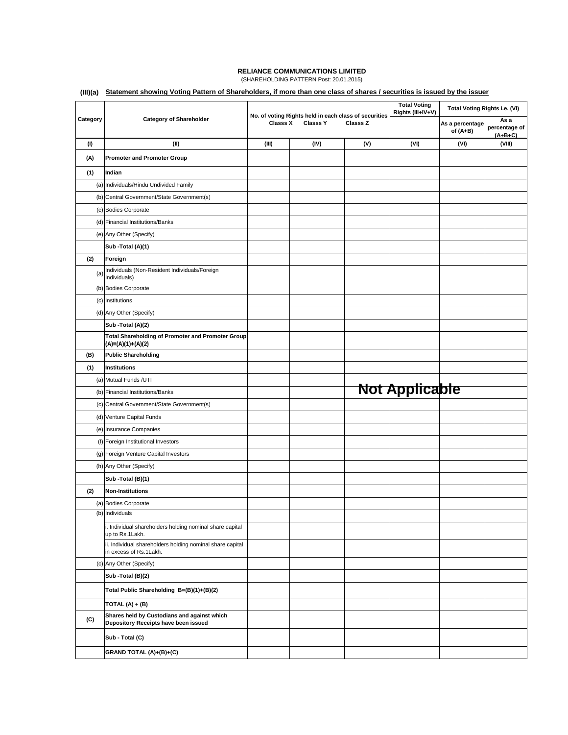**RELIANCE COMMUNICATIONS LIMITED**

(SHAREHOLDING PATTERN Post: 20.01.2015)

**(III)(a) Statement showing Voting Pattern of Shareholders, if more than one class of shares / securities is issued by the issuer**

| Category | Category of Shareholder | No. of voting Rights held in each class of securities | | | Total Voting Rights (III+IV+V) | Total Voting Rights i.e. (VI) | |
|---|---|---|---|---|---|---|---|
| | | Classs X | Classs Y | Classs Z | | As a percentage of (A+B) | As a percentage of (A+B+C) |
| (I) | (II) | (III) | (IV) | (V) | (VI) | (VI) | (VIII) |
| (A) | **Promoter and Promoter Group** | | | | | | |
| (1) | **Indian** | | | | | | |
| (a) | Individuals/Hindu Undivided Family | | | | | | |
| (b) | Central Government/State Government(s) | | | | | | |
| (c) | Bodies Corporate | | | | | | |
| (d) | Financial Institutions/Banks | | | | | | |
| (e) | Any Other (Specify) | | | | | | |
| | **Sub -Total (A)(1)** | | | | | | |
| (2) | **Foreign** | | | | | | |
| (a) | Individuals (Non-Resident Individuals/Foreign Individuals) | | | | | | |
| (b) | Bodies Corporate | | | | | | |
| (c) | Institutions | | | | | | |
| (d) | Any Other (Specify) | | | | | | |
| | **Sub -Total (A)(2)** | | | | | | |
| | **Total Shareholding of Promoter and Promoter Group (A)=(A)(1)+(A)(2)** | | | | | | |
| (B) | **Public Shareholding** | | | | | | |
| (1) | **Institutions** | | | | | | |
| (a) | Mutual Funds /UTI | | | | | | |
| (b) | Financial Institutions/Banks | | | | | | |
| (c) | Central Government/State Government(s) | | | | | | |
| (d) | Venture Capital Funds | | | | | | |
| (e) | Insurance Companies | | | | | | |
| (f) | Foreign Institutional Investors | | | | | | |
| (g) | Foreign Venture Capital Investors | | | | | | |
| (h) | Any Other (Specify) | | | | | | |
| | **Sub -Total (B)(1)** | | | | | | |
| (2) | **Non-Institutions** | | | | | | |
| (a) | Bodies Corporate | | | | | | |
| (b) | Individuals | | | | | | |
| | i. Individual shareholders holding nominal share capital up to Rs.1Lakh. | | | | | | |
| | ii. Individual shareholders holding nominal share capital in excess of Rs.1Lakh. | | | | | | |
| (c) | Any Other (Specify) | | | | | | |
| | **Sub -Total (B)(2)** | | | | | | |
| | **Total Public Shareholding B=(B)(1)+(B)(2)** | | | | | | |
| | **TOTAL (A) + (B)** | | | | | | |
| (C) | **Shares held by Custodians and against which Depository Receipts have been issued** | | | | | | |
| | **Sub - Total (C)** | | | | | | |
| | **GRAND TOTAL (A)+(B)+(C)** | | | | | | |

**Not Applicable**